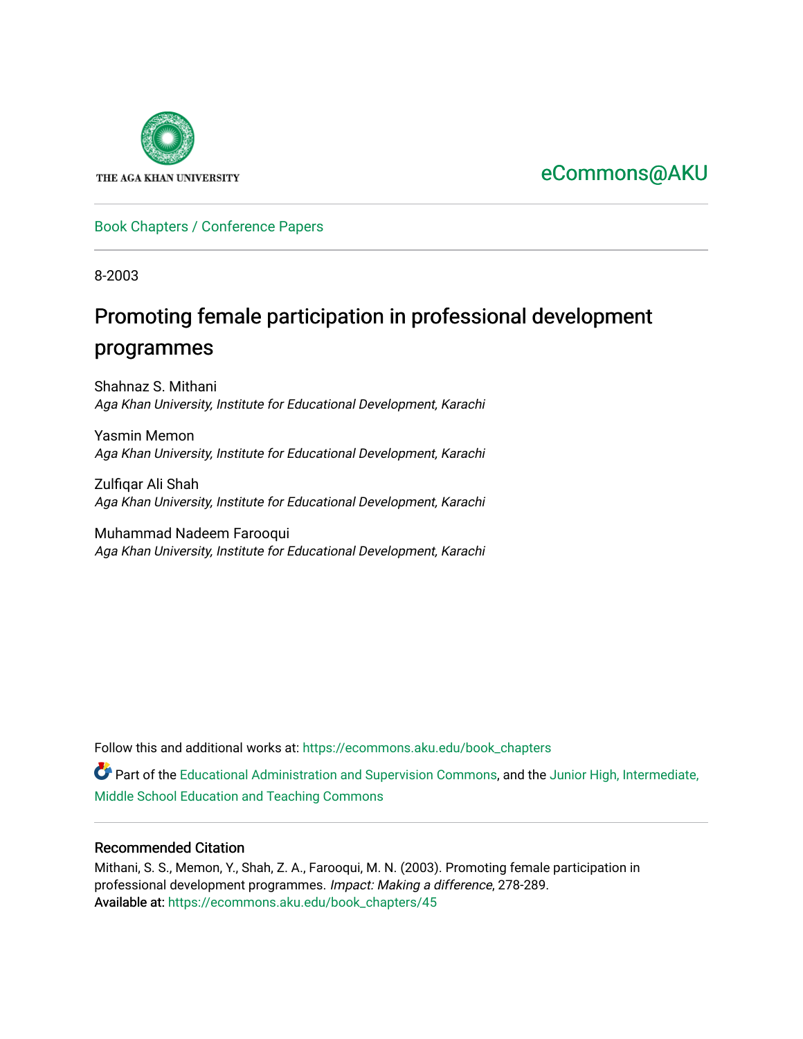THE AGA KHAN UNIVERSITY

eCommons@AKU

Book Chapters / Conference Papers

8-2003

# Promoting female participation in professional development programmes

Shahnaz S. Mithani
*Aga Khan University, Institute for Educational Development, Karachi*

Yasmin Memon
*Aga Khan University, Institute for Educational Development, Karachi*

Zulfiqar Ali Shah
*Aga Khan University, Institute for Educational Development, Karachi*

Muhammad Nadeem Farooqui
*Aga Khan University, Institute for Educational Development, Karachi*

Follow this and additional works at: https://ecommons.aku.edu/book_chapters

Part of the Educational Administration and Supervision Commons, and the Junior High, Intermediate, Middle School Education and Teaching Commons

## Recommended Citation

Mithani, S. S., Memon, Y., Shah, Z. A., Farooqui, M. N. (2003). Promoting female participation in professional development programmes. *Impact: Making a difference*, 278-289.
Available at: https://ecommons.aku.edu/book_chapters/45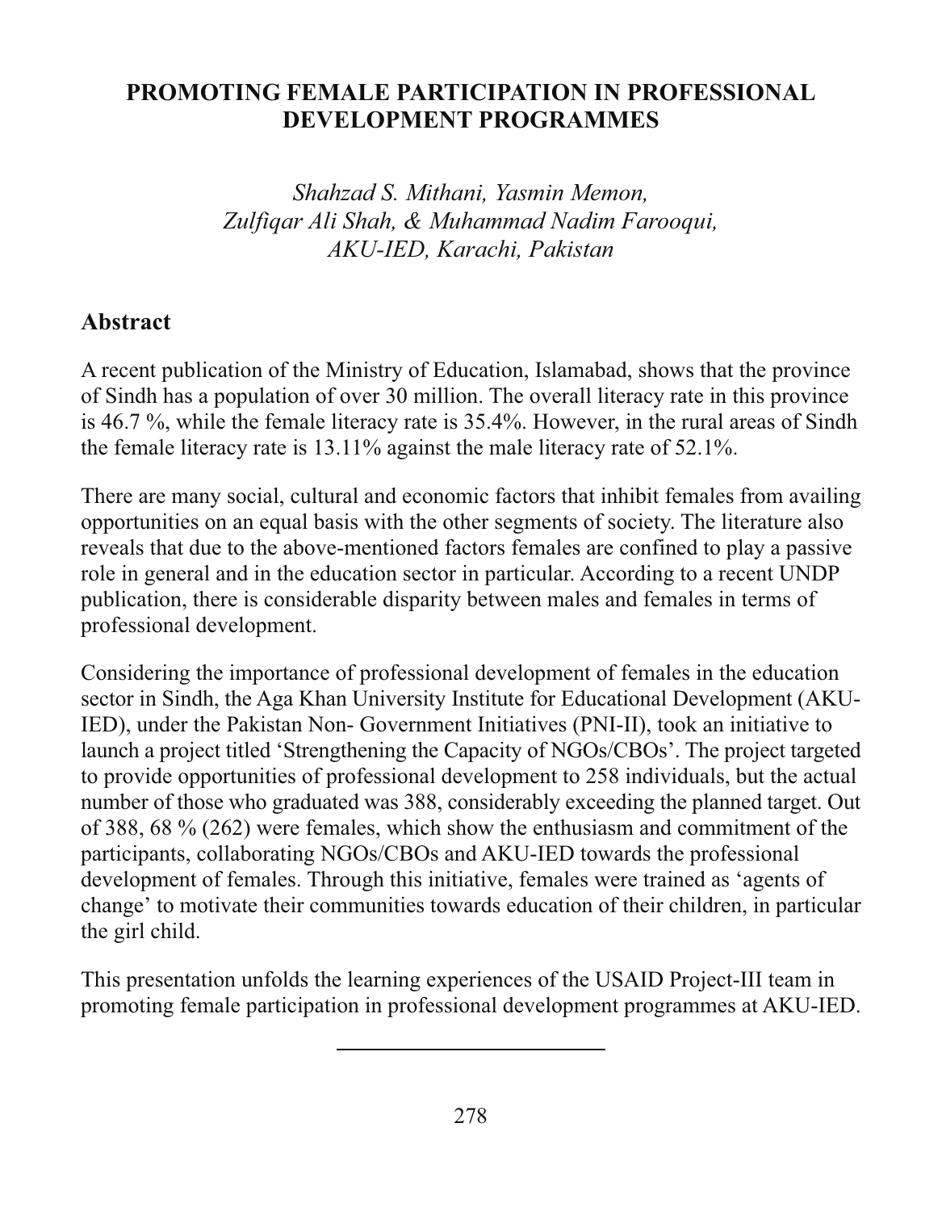# PROMOTING FEMALE PARTICIPATION IN PROFESSIONAL DEVELOPMENT PROGRAMMES

*Shahzad S. Mithani, Yasmin Memon,*
*Zulfiqar Ali Shah, & Muhammad Nadim Farooqui,*
*AKU-IED, Karachi, Pakistan*

## Abstract

A recent publication of the Ministry of Education, Islamabad, shows that the province of Sindh has a population of over 30 million. The overall literacy rate in this province is 46.7 %, while the female literacy rate is 35.4%. However, in the rural areas of Sindh the female literacy rate is 13.11% against the male literacy rate of 52.1%.

There are many social, cultural and economic factors that inhibit females from availing opportunities on an equal basis with the other segments of society. The literature also reveals that due to the above-mentioned factors females are confined to play a passive role in general and in the education sector in particular. According to a recent UNDP publication, there is considerable disparity between males and females in terms of professional development.

Considering the importance of professional development of females in the education sector in Sindh, the Aga Khan University Institute for Educational Development (AKU-IED), under the Pakistan Non- Government Initiatives (PNI-II), took an initiative to launch a project titled 'Strengthening the Capacity of NGOs/CBOs'. The project targeted to provide opportunities of professional development to 258 individuals, but the actual number of those who graduated was 388, considerably exceeding the planned target. Out of 388, 68 % (262) were females, which show the enthusiasm and commitment of the participants, collaborating NGOs/CBOs and AKU-IED towards the professional development of females. Through this initiative, females were trained as 'agents of change' to motivate their communities towards education of their children, in particular the girl child.

This presentation unfolds the learning experiences of the USAID Project-III team in promoting female participation in professional development programmes at AKU-IED.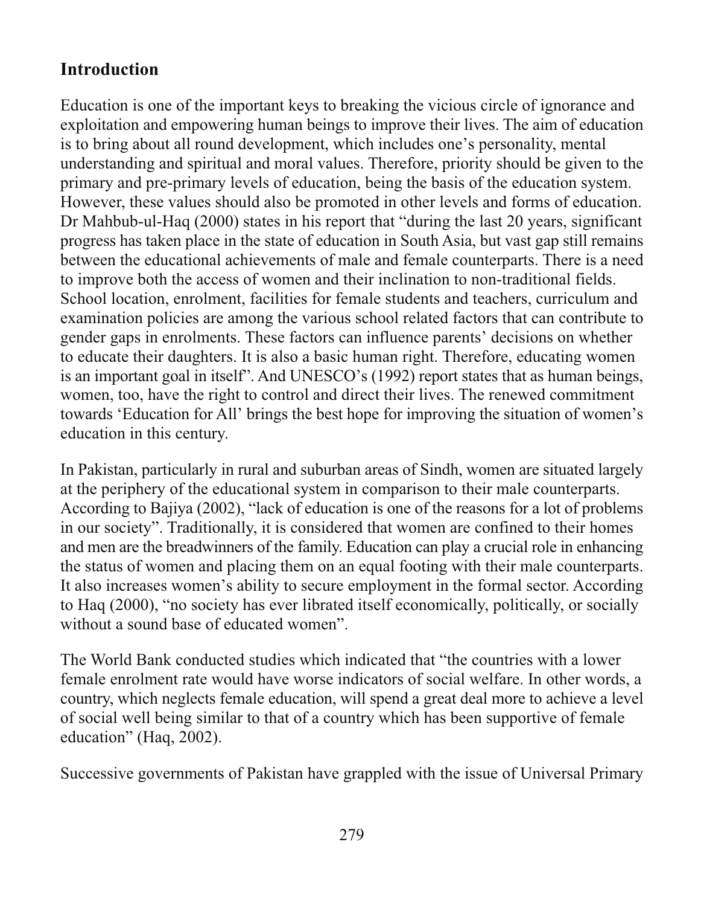## Introduction

Education is one of the important keys to breaking the vicious circle of ignorance and exploitation and empowering human beings to improve their lives. The aim of education is to bring about all round development, which includes one's personality, mental understanding and spiritual and moral values. Therefore, priority should be given to the primary and pre-primary levels of education, being the basis of the education system. However, these values should also be promoted in other levels and forms of education. Dr Mahbub-ul-Haq (2000) states in his report that "during the last 20 years, significant progress has taken place in the state of education in South Asia, but vast gap still remains between the educational achievements of male and female counterparts. There is a need to improve both the access of women and their inclination to non-traditional fields. School location, enrolment, facilities for female students and teachers, curriculum and examination policies are among the various school related factors that can contribute to gender gaps in enrolments. These factors can influence parents' decisions on whether to educate their daughters. It is also a basic human right. Therefore, educating women is an important goal in itself". And UNESCO's (1992) report states that as human beings, women, too, have the right to control and direct their lives. The renewed commitment towards 'Education for All' brings the best hope for improving the situation of women's education in this century.

In Pakistan, particularly in rural and suburban areas of Sindh, women are situated largely at the periphery of the educational system in comparison to their male counterparts. According to Bajiya (2002), "lack of education is one of the reasons for a lot of problems in our society". Traditionally, it is considered that women are confined to their homes and men are the breadwinners of the family. Education can play a crucial role in enhancing the status of women and placing them on an equal footing with their male counterparts. It also increases women's ability to secure employment in the formal sector. According to Haq (2000), "no society has ever librated itself economically, politically, or socially without a sound base of educated women".

The World Bank conducted studies which indicated that "the countries with a lower female enrolment rate would have worse indicators of social welfare. In other words, a country, which neglects female education, will spend a great deal more to achieve a level of social well being similar to that of a country which has been supportive of female education" (Haq, 2002).

Successive governments of Pakistan have grappled with the issue of Universal Primary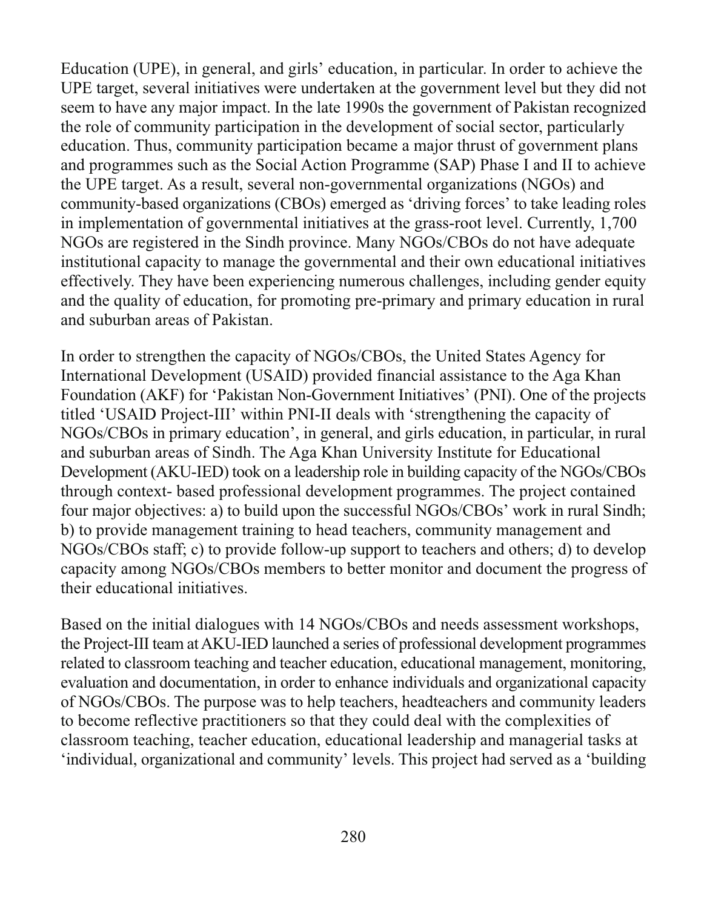Education (UPE), in general, and girls' education, in particular. In order to achieve the UPE target, several initiatives were undertaken at the government level but they did not seem to have any major impact. In the late 1990s the government of Pakistan recognized the role of community participation in the development of social sector, particularly education. Thus, community participation became a major thrust of government plans and programmes such as the Social Action Programme (SAP) Phase I and II to achieve the UPE target. As a result, several non-governmental organizations (NGOs) and community-based organizations (CBOs) emerged as 'driving forces' to take leading roles in implementation of governmental initiatives at the grass-root level. Currently, 1,700 NGOs are registered in the Sindh province. Many NGOs/CBOs do not have adequate institutional capacity to manage the governmental and their own educational initiatives effectively. They have been experiencing numerous challenges, including gender equity and the quality of education, for promoting pre-primary and primary education in rural and suburban areas of Pakistan.

In order to strengthen the capacity of NGOs/CBOs, the United States Agency for International Development (USAID) provided financial assistance to the Aga Khan Foundation (AKF) for 'Pakistan Non-Government Initiatives' (PNI). One of the projects titled 'USAID Project-III' within PNI-II deals with 'strengthening the capacity of NGOs/CBOs in primary education', in general, and girls education, in particular, in rural and suburban areas of Sindh. The Aga Khan University Institute for Educational Development (AKU-IED) took on a leadership role in building capacity of the NGOs/CBOs through context- based professional development programmes. The project contained four major objectives: a) to build upon the successful NGOs/CBOs' work in rural Sindh; b) to provide management training to head teachers, community management and NGOs/CBOs staff; c) to provide follow-up support to teachers and others; d) to develop capacity among NGOs/CBOs members to better monitor and document the progress of their educational initiatives.

Based on the initial dialogues with 14 NGOs/CBOs and needs assessment workshops, the Project-III team at AKU-IED launched a series of professional development programmes related to classroom teaching and teacher education, educational management, monitoring, evaluation and documentation, in order to enhance individuals and organizational capacity of NGOs/CBOs. The purpose was to help teachers, headteachers and community leaders to become reflective practitioners so that they could deal with the complexities of classroom teaching, teacher education, educational leadership and managerial tasks at 'individual, organizational and community' levels. This project had served as a 'building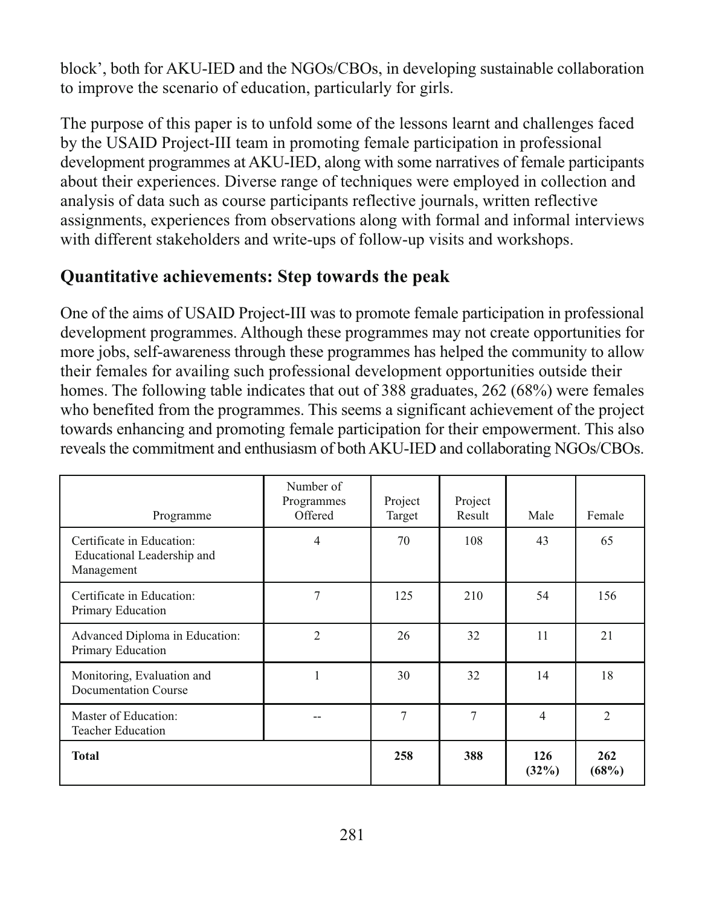block', both for AKU-IED and the NGOs/CBOs, in developing sustainable collaboration to improve the scenario of education, particularly for girls.

The purpose of this paper is to unfold some of the lessons learnt and challenges faced by the USAID Project-III team in promoting female participation in professional development programmes at AKU-IED, along with some narratives of female participants about their experiences. Diverse range of techniques were employed in collection and analysis of data such as course participants reflective journals, written reflective assignments, experiences from observations along with formal and informal interviews with different stakeholders and write-ups of follow-up visits and workshops.

## Quantitative achievements: Step towards the peak

One of the aims of USAID Project-III was to promote female participation in professional development programmes. Although these programmes may not create opportunities for more jobs, self-awareness through these programmes has helped the community to allow their females for availing such professional development opportunities outside their homes. The following table indicates that out of 388 graduates, 262 (68%) were females who benefited from the programmes. This seems a significant achievement of the project towards enhancing and promoting female participation for their empowerment. This also reveals the commitment and enthusiasm of both AKU-IED and collaborating NGOs/CBOs.

| Programme | Number of Programmes Offered | Project Target | Project Result | Male | Female |
|---|---|---|---|---|---|
| Certificate in Education: Educational Leadership and Management | 4 | 70 | 108 | 43 | 65 |
| Certificate in Education: Primary Education | 7 | 125 | 210 | 54 | 156 |
| Advanced Diploma in Education: Primary Education | 2 | 26 | 32 | 11 | 21 |
| Monitoring, Evaluation and Documentation Course | 1 | 30 | 32 | 14 | 18 |
| Master of Education: Teacher Education | -- | 7 | 7 | 4 | 2 |
| **Total** | | **258** | **388** | **126 (32%)** | **262 (68%)** |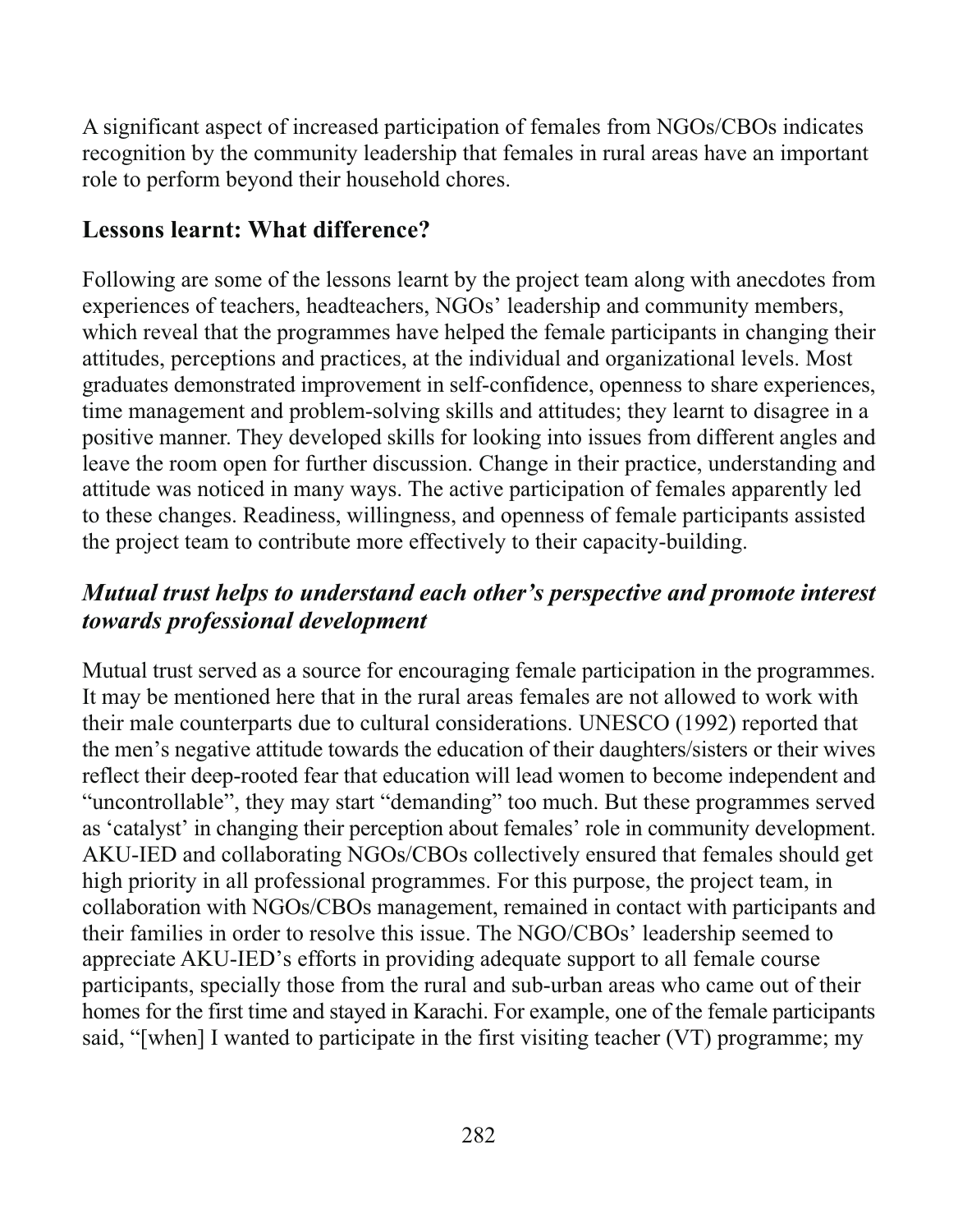A significant aspect of increased participation of females from NGOs/CBOs indicates recognition by the community leadership that females in rural areas have an important role to perform beyond their household chores.

## Lessons learnt: What difference?

Following are some of the lessons learnt by the project team along with anecdotes from experiences of teachers, headteachers, NGOs' leadership and community members, which reveal that the programmes have helped the female participants in changing their attitudes, perceptions and practices, at the individual and organizational levels. Most graduates demonstrated improvement in self-confidence, openness to share experiences, time management and problem-solving skills and attitudes; they learnt to disagree in a positive manner. They developed skills for looking into issues from different angles and leave the room open for further discussion. Change in their practice, understanding and attitude was noticed in many ways. The active participation of females apparently led to these changes. Readiness, willingness, and openness of female participants assisted the project team to contribute more effectively to their capacity-building.

### *Mutual trust helps to understand each other's perspective and promote interest towards professional development*

Mutual trust served as a source for encouraging female participation in the programmes. It may be mentioned here that in the rural areas females are not allowed to work with their male counterparts due to cultural considerations. UNESCO (1992) reported that the men's negative attitude towards the education of their daughters/sisters or their wives reflect their deep-rooted fear that education will lead women to become independent and "uncontrollable", they may start "demanding" too much. But these programmes served as 'catalyst' in changing their perception about females' role in community development. AKU-IED and collaborating NGOs/CBOs collectively ensured that females should get high priority in all professional programmes. For this purpose, the project team, in collaboration with NGOs/CBOs management, remained in contact with participants and their families in order to resolve this issue. The NGO/CBOs' leadership seemed to appreciate AKU-IED's efforts in providing adequate support to all female course participants, specially those from the rural and sub-urban areas who came out of their homes for the first time and stayed in Karachi. For example, one of the female participants said, "[when] I wanted to participate in the first visiting teacher (VT) programme; my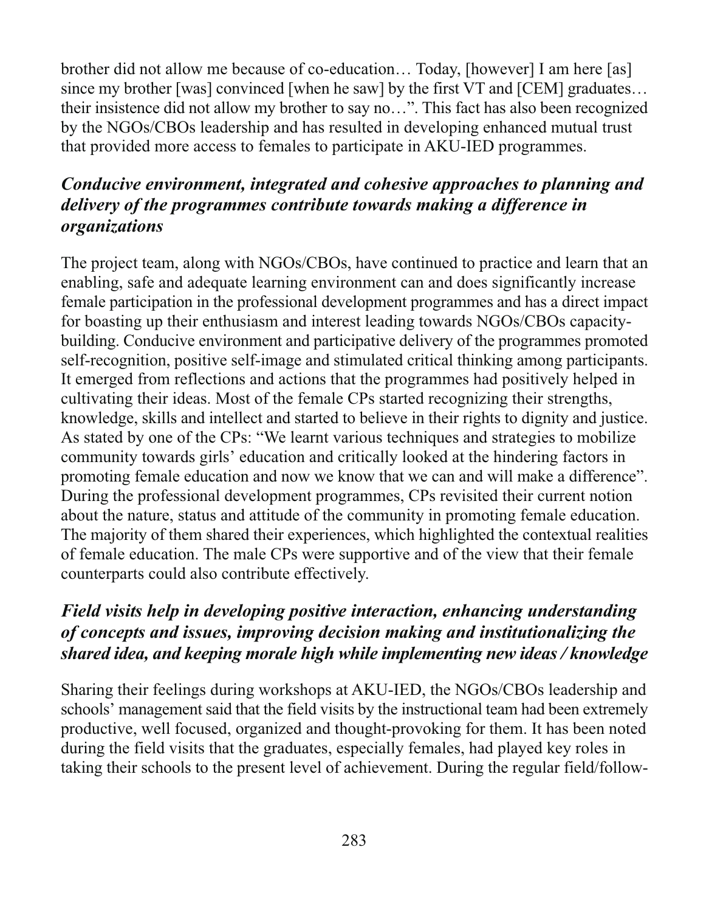brother did not allow me because of co-education… Today, [however] I am here [as] since my brother [was] convinced [when he saw] by the first VT and [CEM] graduates… their insistence did not allow my brother to say no…". This fact has also been recognized by the NGOs/CBOs leadership and has resulted in developing enhanced mutual trust that provided more access to females to participate in AKU-IED programmes.

### *Conducive environment, integrated and cohesive approaches to planning and delivery of the programmes contribute towards making a difference in organizations*

The project team, along with NGOs/CBOs, have continued to practice and learn that an enabling, safe and adequate learning environment can and does significantly increase female participation in the professional development programmes and has a direct impact for boasting up their enthusiasm and interest leading towards NGOs/CBOs capacity-building. Conducive environment and participative delivery of the programmes promoted self-recognition, positive self-image and stimulated critical thinking among participants. It emerged from reflections and actions that the programmes had positively helped in cultivating their ideas. Most of the female CPs started recognizing their strengths, knowledge, skills and intellect and started to believe in their rights to dignity and justice. As stated by one of the CPs: "We learnt various techniques and strategies to mobilize community towards girls' education and critically looked at the hindering factors in promoting female education and now we know that we can and will make a difference". During the professional development programmes, CPs revisited their current notion about the nature, status and attitude of the community in promoting female education. The majority of them shared their experiences, which highlighted the contextual realities of female education. The male CPs were supportive and of the view that their female counterparts could also contribute effectively.

### *Field visits help in developing positive interaction, enhancing understanding of concepts and issues, improving decision making and institutionalizing the shared idea, and keeping morale high while implementing new ideas / knowledge*

Sharing their feelings during workshops at AKU-IED, the NGOs/CBOs leadership and schools' management said that the field visits by the instructional team had been extremely productive, well focused, organized and thought-provoking for them. It has been noted during the field visits that the graduates, especially females, had played key roles in taking their schools to the present level of achievement. During the regular field/follow-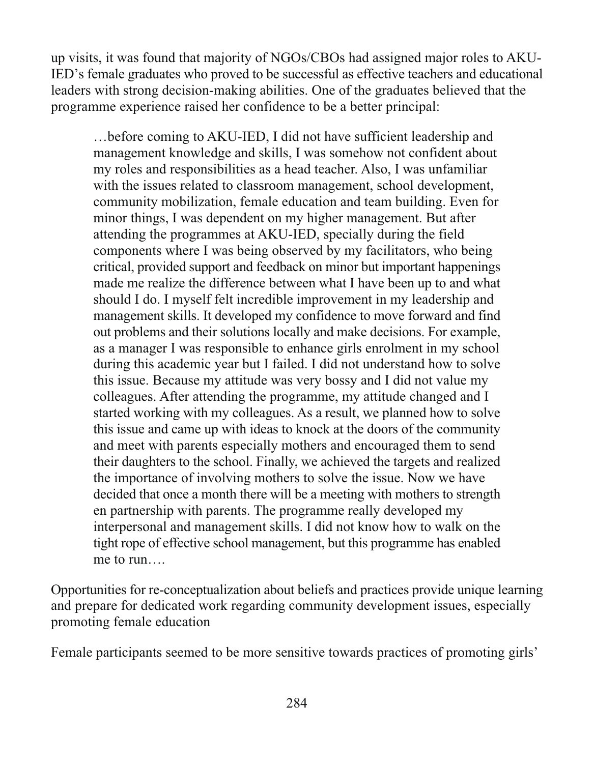up visits, it was found that majority of NGOs/CBOs had assigned major roles to AKU-IED's female graduates who proved to be successful as effective teachers and educational leaders with strong decision-making abilities. One of the graduates believed that the programme experience raised her confidence to be a better principal:

> …before coming to AKU-IED, I did not have sufficient leadership and management knowledge and skills, I was somehow not confident about my roles and responsibilities as a head teacher. Also, I was unfamiliar with the issues related to classroom management, school development, community mobilization, female education and team building. Even for minor things, I was dependent on my higher management. But after attending the programmes at AKU-IED, specially during the field components where I was being observed by my facilitators, who being critical, provided support and feedback on minor but important happenings made me realize the difference between what I have been up to and what should I do. I myself felt incredible improvement in my leadership and management skills. It developed my confidence to move forward and find out problems and their solutions locally and make decisions. For example, as a manager I was responsible to enhance girls enrolment in my school during this academic year but I failed. I did not understand how to solve this issue. Because my attitude was very bossy and I did not value my colleagues. After attending the programme, my attitude changed and I started working with my colleagues. As a result, we planned how to solve this issue and came up with ideas to knock at the doors of the community and meet with parents especially mothers and encouraged them to send their daughters to the school. Finally, we achieved the targets and realized the importance of involving mothers to solve the issue. Now we have decided that once a month there will be a meeting with mothers to strength en partnership with parents. The programme really developed my interpersonal and management skills. I did not know how to walk on the tight rope of effective school management, but this programme has enabled me to run….

Opportunities for re-conceptualization about beliefs and practices provide unique learning and prepare for dedicated work regarding community development issues, especially promoting female education

Female participants seemed to be more sensitive towards practices of promoting girls'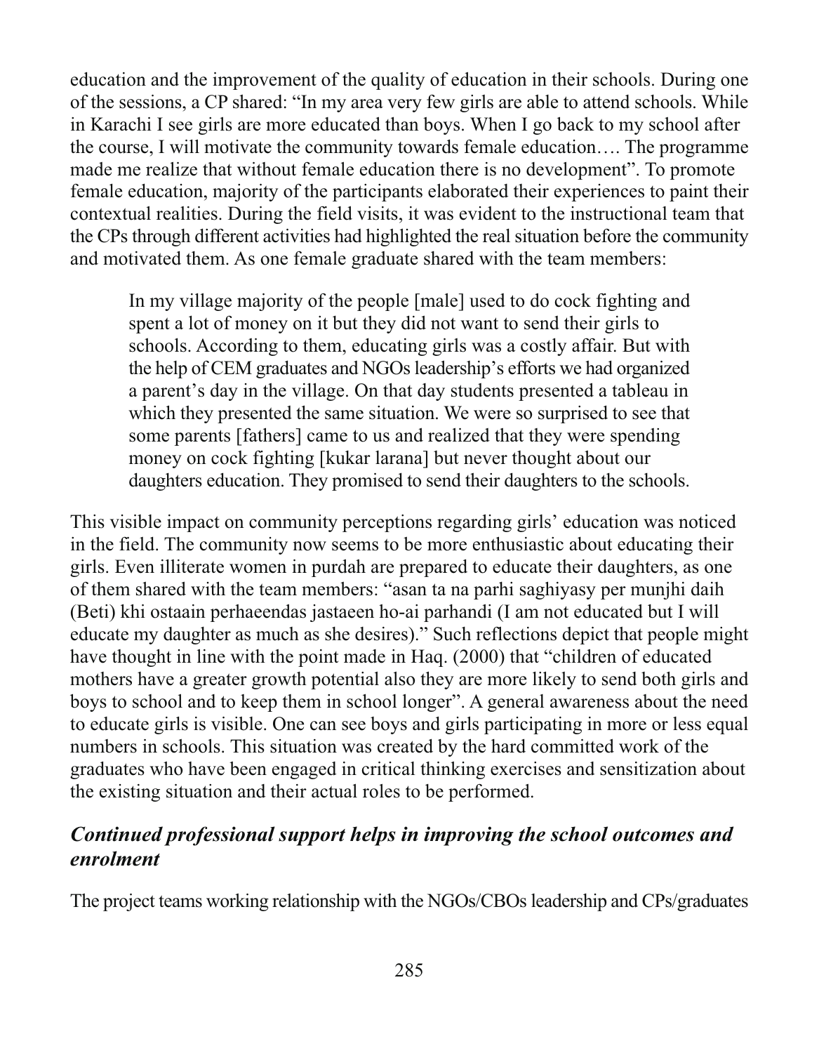education and the improvement of the quality of education in their schools. During one of the sessions, a CP shared: "In my area very few girls are able to attend schools. While in Karachi I see girls are more educated than boys. When I go back to my school after the course, I will motivate the community towards female education…. The programme made me realize that without female education there is no development". To promote female education, majority of the participants elaborated their experiences to paint their contextual realities. During the field visits, it was evident to the instructional team that the CPs through different activities had highlighted the real situation before the community and motivated them. As one female graduate shared with the team members:

> In my village majority of the people [male] used to do cock fighting and spent a lot of money on it but they did not want to send their girls to schools. According to them, educating girls was a costly affair. But with the help of CEM graduates and NGOs leadership's efforts we had organized a parent's day in the village. On that day students presented a tableau in which they presented the same situation. We were so surprised to see that some parents [fathers] came to us and realized that they were spending money on cock fighting [kukar larana] but never thought about our daughters education. They promised to send their daughters to the schools.

This visible impact on community perceptions regarding girls' education was noticed in the field. The community now seems to be more enthusiastic about educating their girls. Even illiterate women in purdah are prepared to educate their daughters, as one of them shared with the team members: "asan ta na parhi saghiyasy per munjhi daih (Beti) khi ostaain perhaeendas jastaeen ho-ai parhandi (I am not educated but I will educate my daughter as much as she desires)." Such reflections depict that people might have thought in line with the point made in Haq. (2000) that "children of educated mothers have a greater growth potential also they are more likely to send both girls and boys to school and to keep them in school longer". A general awareness about the need to educate girls is visible. One can see boys and girls participating in more or less equal numbers in schools. This situation was created by the hard committed work of the graduates who have been engaged in critical thinking exercises and sensitization about the existing situation and their actual roles to be performed.

### *Continued professional support helps in improving the school outcomes and enrolment*

The project teams working relationship with the NGOs/CBOs leadership and CPs/graduates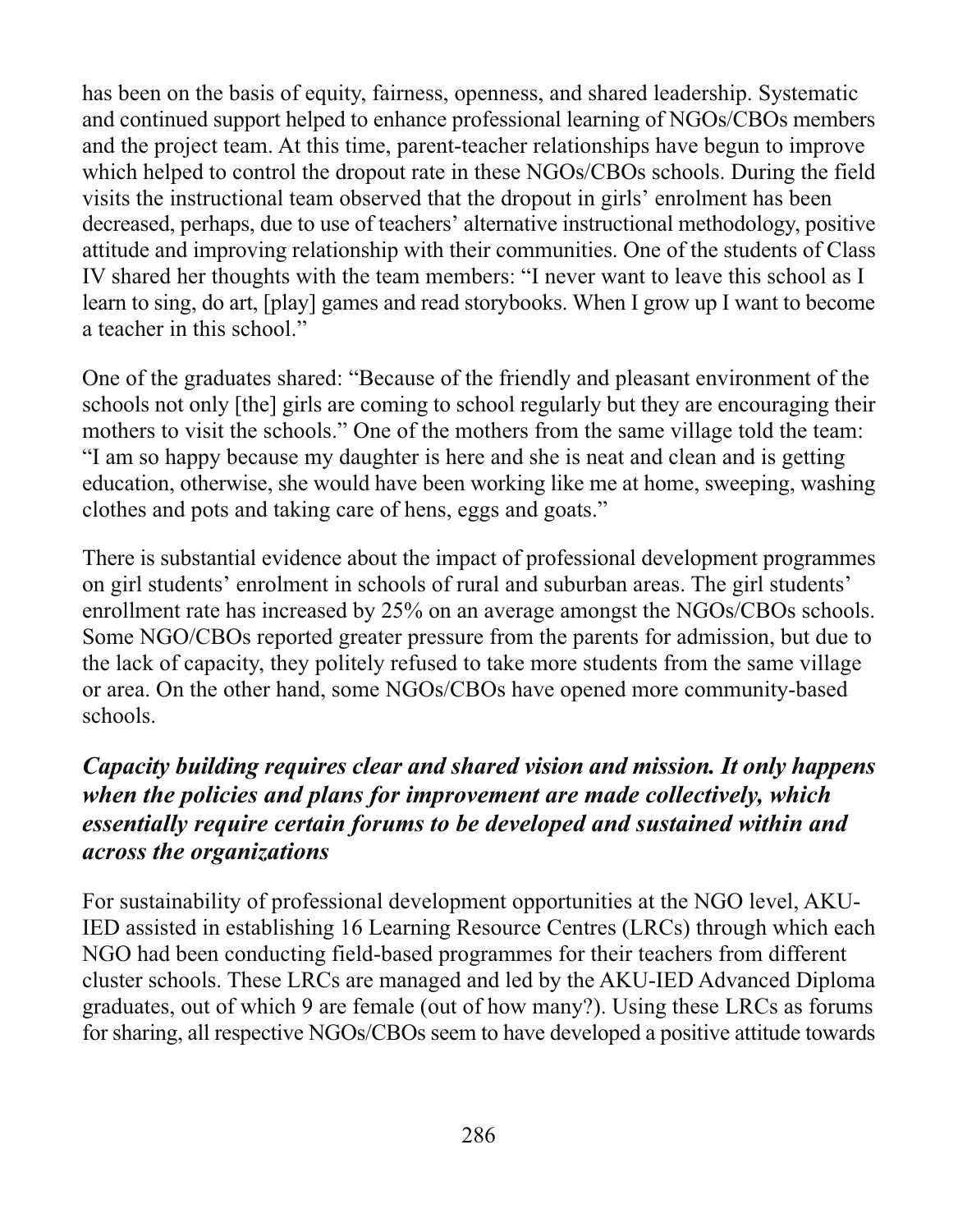has been on the basis of equity, fairness, openness, and shared leadership. Systematic and continued support helped to enhance professional learning of NGOs/CBOs members and the project team. At this time, parent-teacher relationships have begun to improve which helped to control the dropout rate in these NGOs/CBOs schools. During the field visits the instructional team observed that the dropout in girls' enrolment has been decreased, perhaps, due to use of teachers' alternative instructional methodology, positive attitude and improving relationship with their communities. One of the students of Class IV shared her thoughts with the team members: "I never want to leave this school as I learn to sing, do art, [play] games and read storybooks. When I grow up I want to become a teacher in this school."

One of the graduates shared: "Because of the friendly and pleasant environment of the schools not only [the] girls are coming to school regularly but they are encouraging their mothers to visit the schools." One of the mothers from the same village told the team: "I am so happy because my daughter is here and she is neat and clean and is getting education, otherwise, she would have been working like me at home, sweeping, washing clothes and pots and taking care of hens, eggs and goats."

There is substantial evidence about the impact of professional development programmes on girl students' enrolment in schools of rural and suburban areas. The girl students' enrollment rate has increased by 25% on an average amongst the NGOs/CBOs schools. Some NGO/CBOs reported greater pressure from the parents for admission, but due to the lack of capacity, they politely refused to take more students from the same village or area. On the other hand, some NGOs/CBOs have opened more community-based schools.

### *Capacity building requires clear and shared vision and mission. It only happens when the policies and plans for improvement are made collectively, which essentially require certain forums to be developed and sustained within and across the organizations*

For sustainability of professional development opportunities at the NGO level, AKU-IED assisted in establishing 16 Learning Resource Centres (LRCs) through which each NGO had been conducting field-based programmes for their teachers from different cluster schools. These LRCs are managed and led by the AKU-IED Advanced Diploma graduates, out of which 9 are female (out of how many?). Using these LRCs as forums for sharing, all respective NGOs/CBOs seem to have developed a positive attitude towards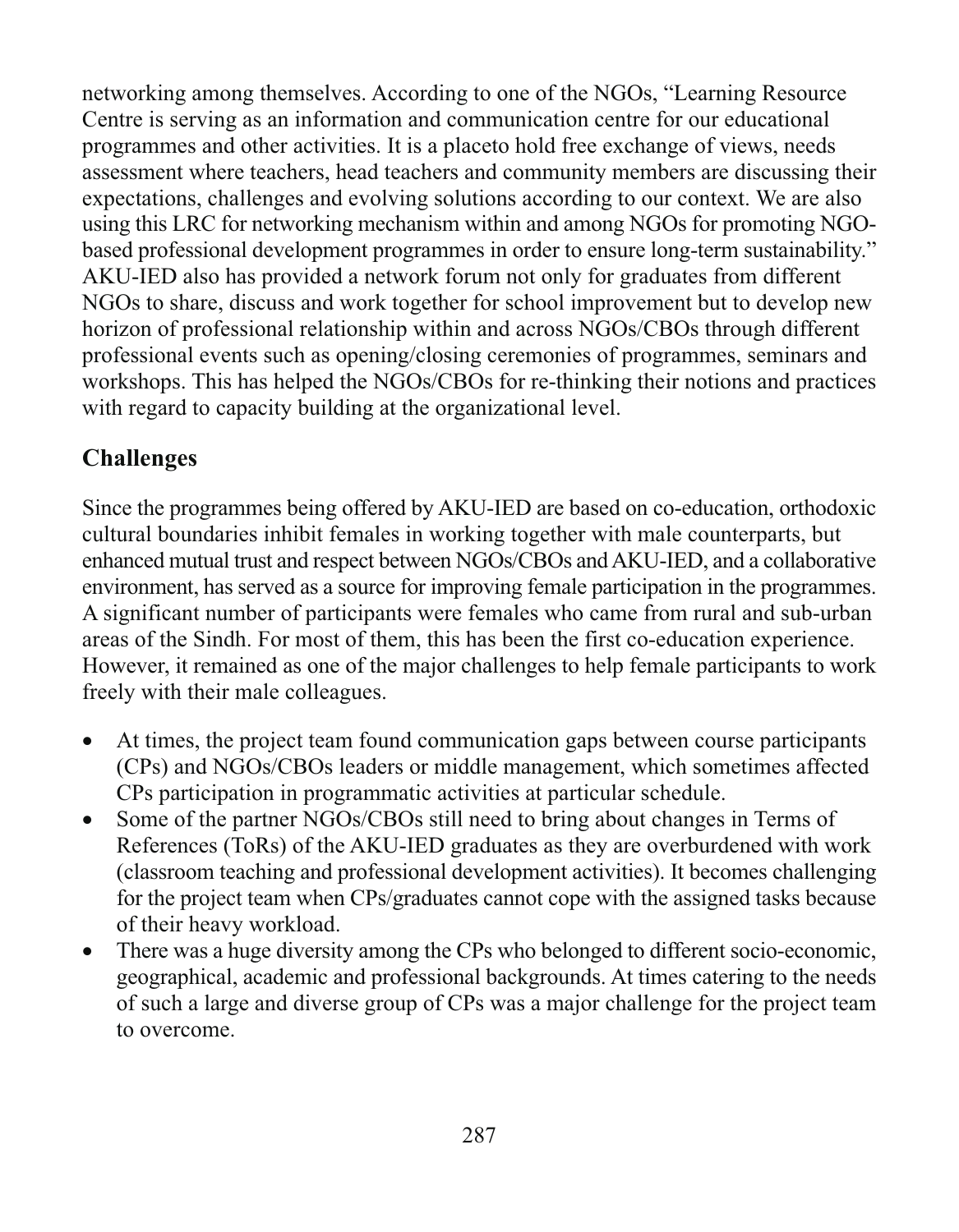networking among themselves. According to one of the NGOs, "Learning Resource Centre is serving as an information and communication centre for our educational programmes and other activities. It is a placeto hold free exchange of views, needs assessment where teachers, head teachers and community members are discussing their expectations, challenges and evolving solutions according to our context. We are also using this LRC for networking mechanism within and among NGOs for promoting NGO-based professional development programmes in order to ensure long-term sustainability." AKU-IED also has provided a network forum not only for graduates from different NGOs to share, discuss and work together for school improvement but to develop new horizon of professional relationship within and across NGOs/CBOs through different professional events such as opening/closing ceremonies of programmes, seminars and workshops. This has helped the NGOs/CBOs for re-thinking their notions and practices with regard to capacity building at the organizational level.

## Challenges

Since the programmes being offered by AKU-IED are based on co-education, orthodoxic cultural boundaries inhibit females in working together with male counterparts, but enhanced mutual trust and respect between NGOs/CBOs and AKU-IED, and a collaborative environment, has served as a source for improving female participation in the programmes. A significant number of participants were females who came from rural and sub-urban areas of the Sindh. For most of them, this has been the first co-education experience. However, it remained as one of the major challenges to help female participants to work freely with their male colleagues.

- At times, the project team found communication gaps between course participants (CPs) and NGOs/CBOs leaders or middle management, which sometimes affected CPs participation in programmatic activities at particular schedule.
- Some of the partner NGOs/CBOs still need to bring about changes in Terms of References (ToRs) of the AKU-IED graduates as they are overburdened with work (classroom teaching and professional development activities). It becomes challenging for the project team when CPs/graduates cannot cope with the assigned tasks because of their heavy workload.
- There was a huge diversity among the CPs who belonged to different socio-economic, geographical, academic and professional backgrounds. At times catering to the needs of such a large and diverse group of CPs was a major challenge for the project team to overcome.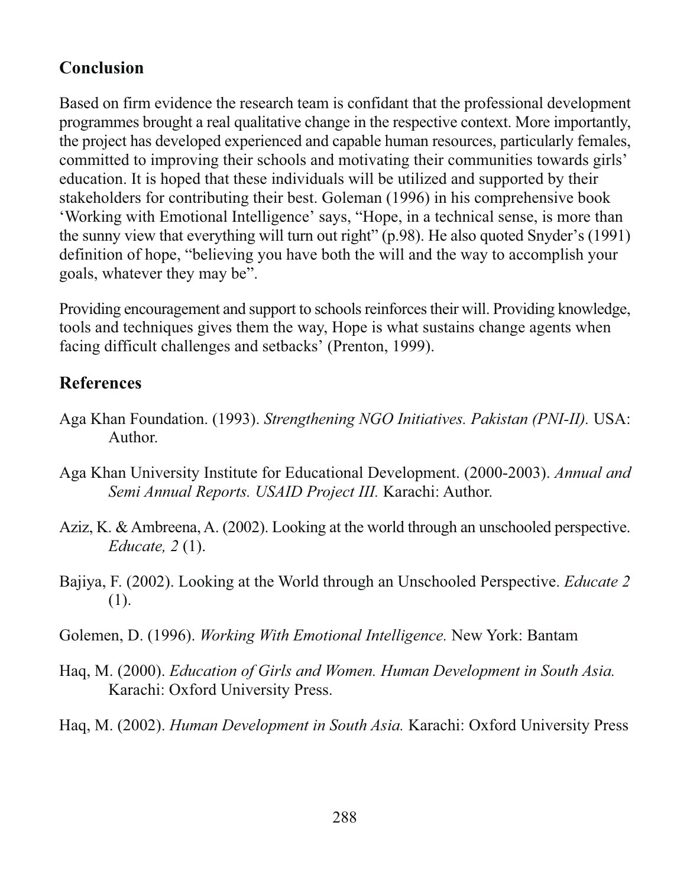## Conclusion

Based on firm evidence the research team is confidant that the professional development programmes brought a real qualitative change in the respective context. More importantly, the project has developed experienced and capable human resources, particularly females, committed to improving their schools and motivating their communities towards girls' education. It is hoped that these individuals will be utilized and supported by their stakeholders for contributing their best. Goleman (1996) in his comprehensive book 'Working with Emotional Intelligence' says, "Hope, in a technical sense, is more than the sunny view that everything will turn out right" (p.98). He also quoted Snyder's (1991) definition of hope, "believing you have both the will and the way to accomplish your goals, whatever they may be".

Providing encouragement and support to schools reinforces their will. Providing knowledge, tools and techniques gives them the way, Hope is what sustains change agents when facing difficult challenges and setbacks' (Prenton, 1999).

## References

Aga Khan Foundation. (1993). *Strengthening NGO Initiatives. Pakistan (PNI-II).* USA: Author.

Aga Khan University Institute for Educational Development. (2000-2003). *Annual and Semi Annual Reports. USAID Project III.* Karachi: Author.

Aziz, K. & Ambreena, A. (2002). Looking at the world through an unschooled perspective. *Educate, 2* (1).

Bajiya, F. (2002). Looking at the World through an Unschooled Perspective. *Educate 2* (1).

Golemen, D. (1996). *Working With Emotional Intelligence.* New York: Bantam

Haq, M. (2000). *Education of Girls and Women. Human Development in South Asia.* Karachi: Oxford University Press.

Haq, M. (2002). *Human Development in South Asia.* Karachi: Oxford University Press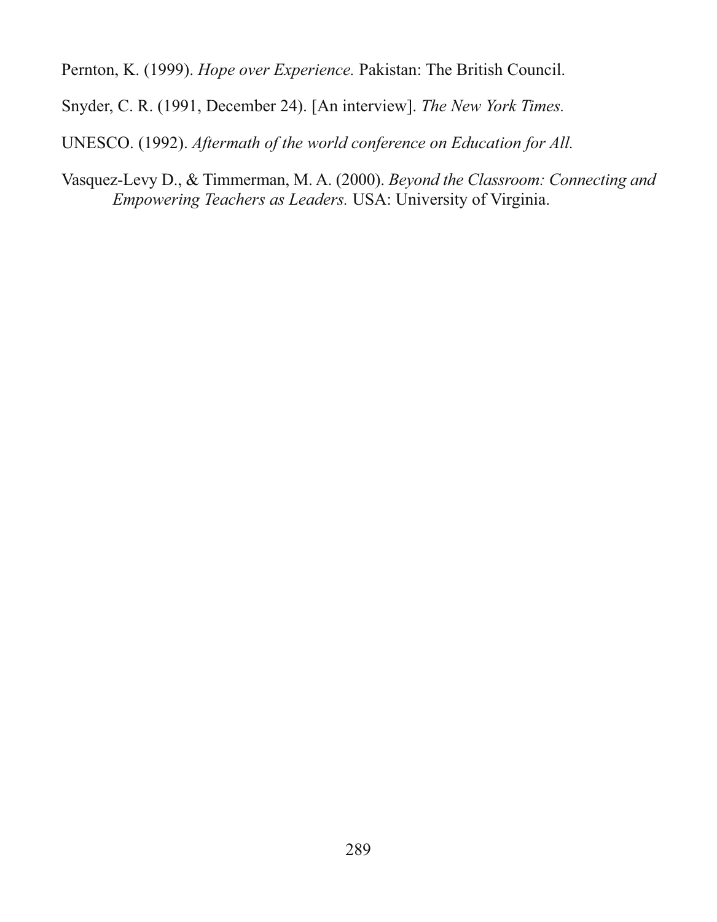Pernton, K. (1999). *Hope over Experience.* Pakistan: The British Council.

Snyder, C. R. (1991, December 24). [An interview]. *The New York Times.*

UNESCO. (1992). *Aftermath of the world conference on Education for All.*

Vasquez-Levy D., & Timmerman, M. A. (2000). *Beyond the Classroom: Connecting and Empowering Teachers as Leaders.* USA: University of Virginia.